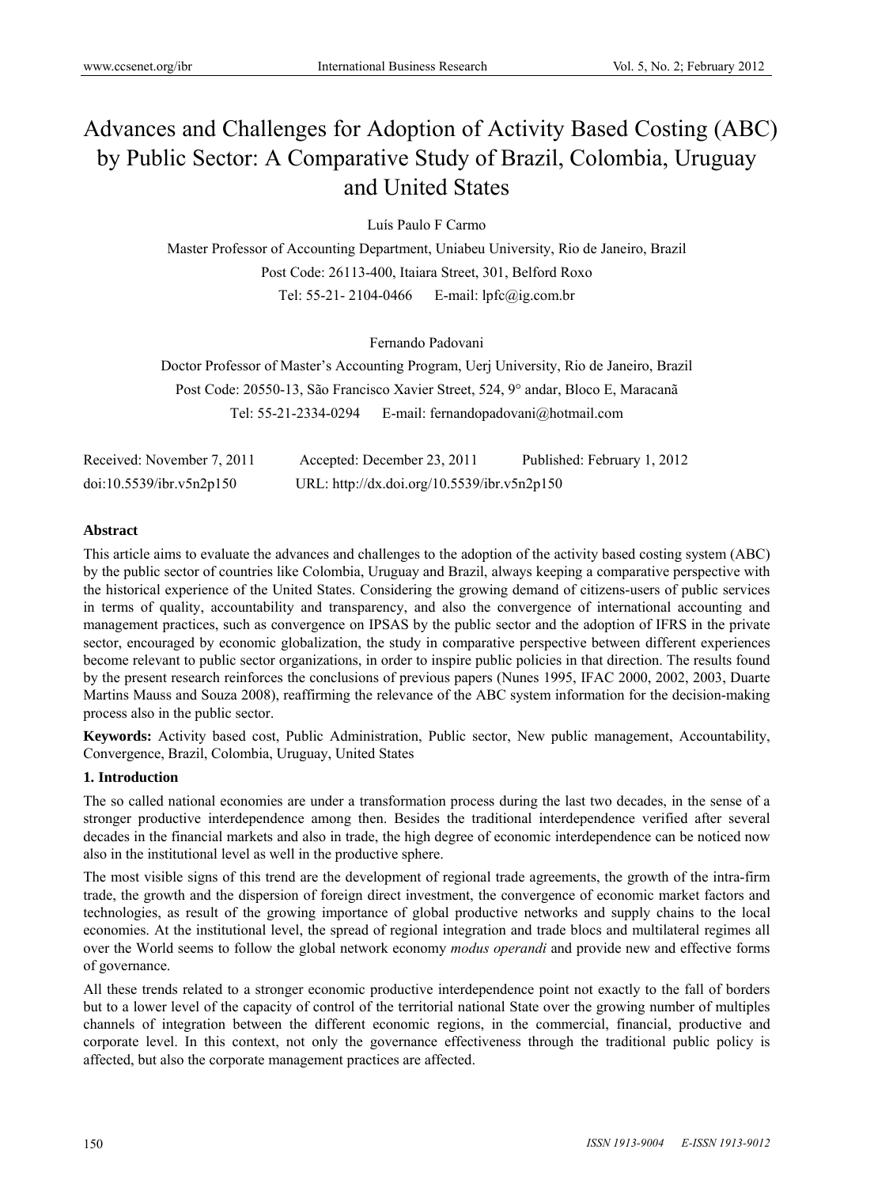# Advances and Challenges for Adoption of Activity Based Costing (ABC) by Public Sector: A Comparative Study of Brazil, Colombia, Uruguay and United States

Luís Paulo F Carmo

Master Professor of Accounting Department, Uniabeu University, Rio de Janeiro, Brazil

Post Code: 26113-400, Itaiara Street, 301, Belford Roxo

Tel: 55-21- 2104-0466 E-mail: lpfc@ig.com.br

Fernando Padovani

Doctor Professor of Master's Accounting Program, Uerj University, Rio de Janeiro, Brazil

Post Code: 20550-13, São Francisco Xavier Street, 524, 9° andar, Bloco E, Maracanã

Tel: 55-21-2334-0294 E-mail: fernandopadovani@hotmail.com

Received: November 7, 2011 Accepted: December 23, 2011 Published: February 1, 2012

doi:10.5539/ibr.v5n2p150 URL: http://dx.doi.org/10.5539/ibr.v5n2p150

**Abstract**

This article aims to evaluate the advances and challenges to the adoption of the activity based costing system (ABC) by the public sector of countries like Colombia, Uruguay and Brazil, always keeping a comparative perspective with the historical experience of the United States. Considering the growing demand of citizens-users of public services in terms of quality, accountability and transparency, and also the convergence of international accounting and management practices, such as convergence on IPSAS by the public sector and the adoption of IFRS in the private sector, encouraged by economic globalization, the study in comparative perspective between different experiences become relevant to public sector organizations, in order to inspire public policies in that direction. The results found by the present research reinforces the conclusions of previous papers (Nunes 1995, IFAC 2000, 2002, 2003, Duarte Martins Mauss and Souza 2008), reaffirming the relevance of the ABC system information for the decision-making process also in the public sector.

**Keywords:** Activity based cost, Public Administration, Public sector, New public management, Accountability, Convergence, Brazil, Colombia, Uruguay, United States

## 1. Introduction

The so called national economies are under a transformation process during the last two decades, in the sense of a stronger productive interdependence among then. Besides the traditional interdependence verified after several decades in the financial markets and also in trade, the high degree of economic interdependence can be noticed now also in the institutional level as well in the productive sphere.

The most visible signs of this trend are the development of regional trade agreements, the growth of the intra-firm trade, the growth and the dispersion of foreign direct investment, the convergence of economic market factors and technologies, as result of the growing importance of global productive networks and supply chains to the local economies. At the institutional level, the spread of regional integration and trade blocs and multilateral regimes all over the World seems to follow the global network economy *modus operandi* and provide new and effective forms of governance.

All these trends related to a stronger economic productive interdependence point not exactly to the fall of borders but to a lower level of the capacity of control of the territorial national State over the growing number of multiples channels of integration between the different economic regions, in the commercial, financial, productive and corporate level. In this context, not only the governance effectiveness through the traditional public policy is affected, but also the corporate management practices are affected.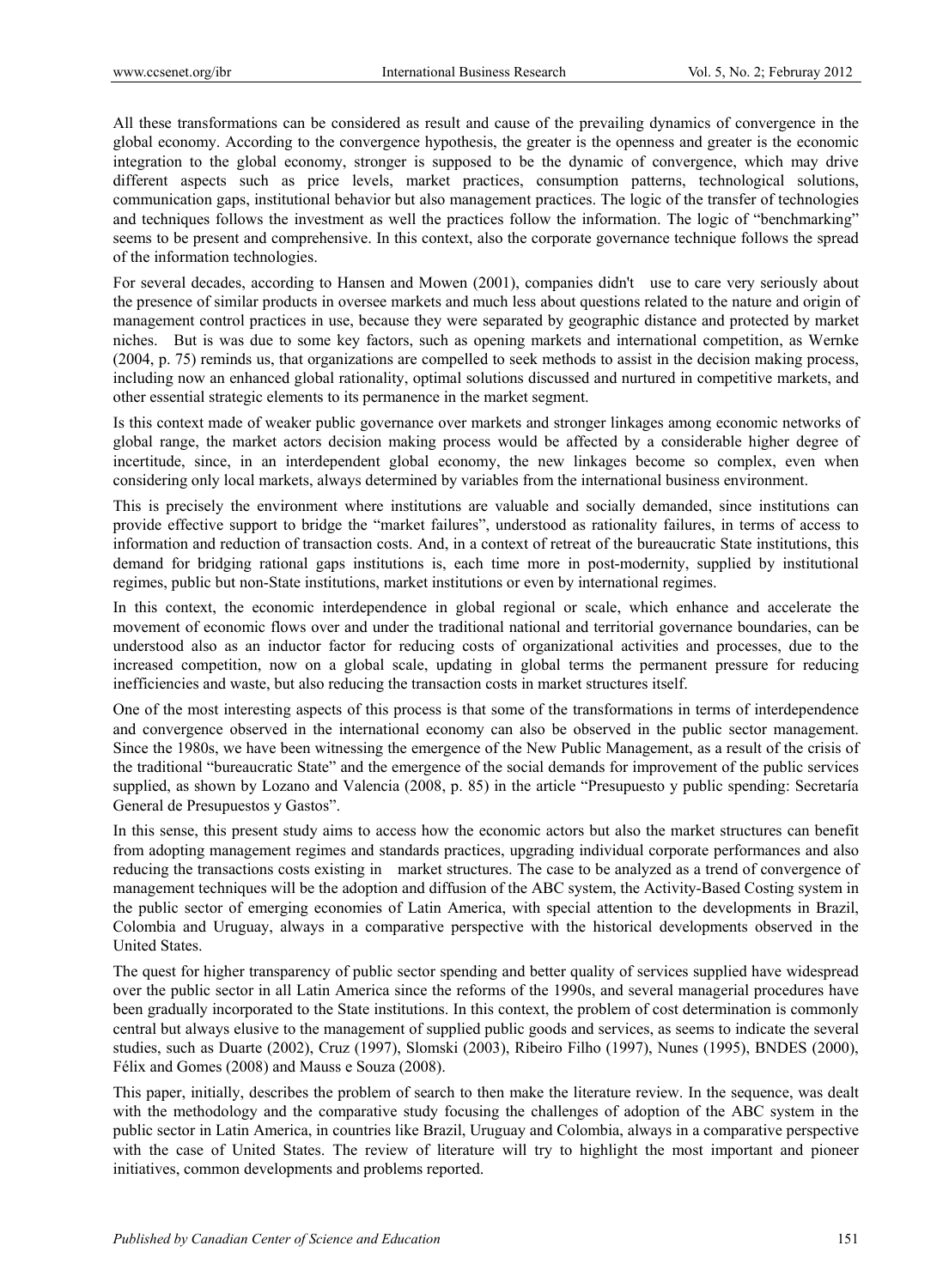All these transformations can be considered as result and cause of the prevailing dynamics of convergence in the global economy. According to the convergence hypothesis, the greater is the openness and greater is the economic integration to the global economy, stronger is supposed to be the dynamic of convergence, which may drive different aspects such as price levels, market practices, consumption patterns, technological solutions, communication gaps, institutional behavior but also management practices. The logic of the transfer of technologies and techniques follows the investment as well the practices follow the information. The logic of "benchmarking" seems to be present and comprehensive. In this context, also the corporate governance technique follows the spread of the information technologies.

For several decades, according to Hansen and Mowen (2001), companies didn't use to care very seriously about the presence of similar products in oversee markets and much less about questions related to the nature and origin of management control practices in use, because they were separated by geographic distance and protected by market niches. But is was due to some key factors, such as opening markets and international competition, as Wernke (2004, p. 75) reminds us, that organizations are compelled to seek methods to assist in the decision making process, including now an enhanced global rationality, optimal solutions discussed and nurtured in competitive markets, and other essential strategic elements to its permanence in the market segment.

Is this context made of weaker public governance over markets and stronger linkages among economic networks of global range, the market actors decision making process would be affected by a considerable higher degree of incertitude, since, in an interdependent global economy, the new linkages become so complex, even when considering only local markets, always determined by variables from the international business environment.

This is precisely the environment where institutions are valuable and socially demanded, since institutions can provide effective support to bridge the "market failures", understood as rationality failures, in terms of access to information and reduction of transaction costs. And, in a context of retreat of the bureaucratic State institutions, this demand for bridging rational gaps institutions is, each time more in post-modernity, supplied by institutional regimes, public but non-State institutions, market institutions or even by international regimes.

In this context, the economic interdependence in global regional or scale, which enhance and accelerate the movement of economic flows over and under the traditional national and territorial governance boundaries, can be understood also as an inductor factor for reducing costs of organizational activities and processes, due to the increased competition, now on a global scale, updating in global terms the permanent pressure for reducing inefficiencies and waste, but also reducing the transaction costs in market structures itself.

One of the most interesting aspects of this process is that some of the transformations in terms of interdependence and convergence observed in the international economy can also be observed in the public sector management. Since the 1980s, we have been witnessing the emergence of the New Public Management, as a result of the crisis of the traditional "bureaucratic State" and the emergence of the social demands for improvement of the public services supplied, as shown by Lozano and Valencia (2008, p. 85) in the article "Presupuesto y public spending: Secretaría General de Presupuestos y Gastos".

In this sense, this present study aims to access how the economic actors but also the market structures can benefit from adopting management regimes and standards practices, upgrading individual corporate performances and also reducing the transactions costs existing in market structures. The case to be analyzed as a trend of convergence of management techniques will be the adoption and diffusion of the ABC system, the Activity-Based Costing system in the public sector of emerging economies of Latin America, with special attention to the developments in Brazil, Colombia and Uruguay, always in a comparative perspective with the historical developments observed in the United States.

The quest for higher transparency of public sector spending and better quality of services supplied have widespread over the public sector in all Latin America since the reforms of the 1990s, and several managerial procedures have been gradually incorporated to the State institutions. In this context, the problem of cost determination is commonly central but always elusive to the management of supplied public goods and services, as seems to indicate the several studies, such as Duarte (2002), Cruz (1997), Slomski (2003), Ribeiro Filho (1997), Nunes (1995), BNDES (2000), Félix and Gomes (2008) and Mauss e Souza (2008).

This paper, initially, describes the problem of search to then make the literature review. In the sequence, was dealt with the methodology and the comparative study focusing the challenges of adoption of the ABC system in the public sector in Latin America, in countries like Brazil, Uruguay and Colombia, always in a comparative perspective with the case of United States. The review of literature will try to highlight the most important and pioneer initiatives, common developments and problems reported.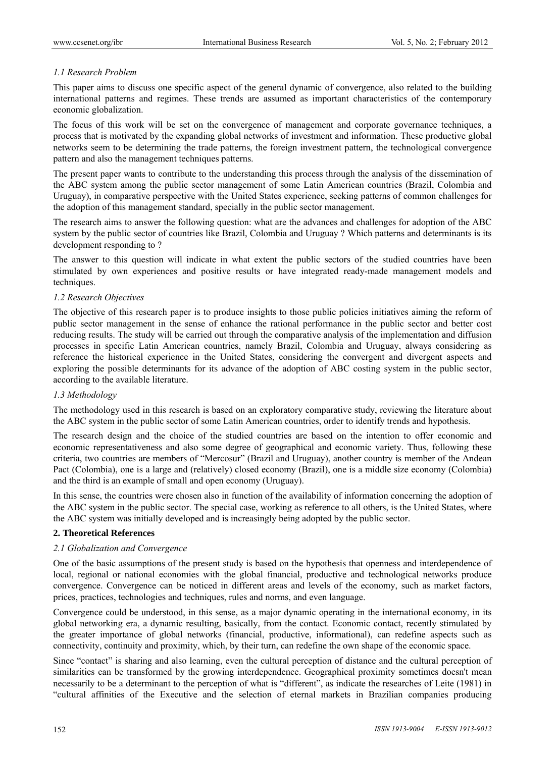### *1.1 Research Problem*

This paper aims to discuss one specific aspect of the general dynamic of convergence, also related to the building international patterns and regimes. These trends are assumed as important characteristics of the contemporary economic globalization.

The focus of this work will be set on the convergence of management and corporate governance techniques, a process that is motivated by the expanding global networks of investment and information. These productive global networks seem to be determining the trade patterns, the foreign investment pattern, the technological convergence pattern and also the management techniques patterns.

The present paper wants to contribute to the understanding this process through the analysis of the dissemination of the ABC system among the public sector management of some Latin American countries (Brazil, Colombia and Uruguay), in comparative perspective with the United States experience, seeking patterns of common challenges for the adoption of this management standard, specially in the public sector management.

The research aims to answer the following question: what are the advances and challenges for adoption of the ABC system by the public sector of countries like Brazil, Colombia and Uruguay ? Which patterns and determinants is its development responding to ?

The answer to this question will indicate in what extent the public sectors of the studied countries have been stimulated by own experiences and positive results or have integrated ready-made management models and techniques.

### *1.2 Research Objectives*

The objective of this research paper is to produce insights to those public policies initiatives aiming the reform of public sector management in the sense of enhance the rational performance in the public sector and better cost reducing results. The study will be carried out through the comparative analysis of the implementation and diffusion processes in specific Latin American countries, namely Brazil, Colombia and Uruguay, always considering as reference the historical experience in the United States, considering the convergent and divergent aspects and exploring the possible determinants for its advance of the adoption of ABC costing system in the public sector, according to the available literature.

### *1.3 Methodology*

The methodology used in this research is based on an exploratory comparative study, reviewing the literature about the ABC system in the public sector of some Latin American countries, order to identify trends and hypothesis.

The research design and the choice of the studied countries are based on the intention to offer economic and economic representativeness and also some degree of geographical and economic variety. Thus, following these criteria, two countries are members of "Mercosur" (Brazil and Uruguay), another country is member of the Andean Pact (Colombia), one is a large and (relatively) closed economy (Brazil), one is a middle size economy (Colombia) and the third is an example of small and open economy (Uruguay).

In this sense, the countries were chosen also in function of the availability of information concerning the adoption of the ABC system in the public sector. The special case, working as reference to all others, is the United States, where the ABC system was initially developed and is increasingly being adopted by the public sector.

## **2. Theoretical References**

### *2.1 Globalization and Convergence*

One of the basic assumptions of the present study is based on the hypothesis that openness and interdependence of local, regional or national economies with the global financial, productive and technological networks produce convergence. Convergence can be noticed in different areas and levels of the economy, such as market factors, prices, practices, technologies and techniques, rules and norms, and even language.

Convergence could be understood, in this sense, as a major dynamic operating in the international economy, in its global networking era, a dynamic resulting, basically, from the contact. Economic contact, recently stimulated by the greater importance of global networks (financial, productive, informational), can redefine aspects such as connectivity, continuity and proximity, which, by their turn, can redefine the own shape of the economic space.

Since "contact" is sharing and also learning, even the cultural perception of distance and the cultural perception of similarities can be transformed by the growing interdependence. Geographical proximity sometimes doesn't mean necessarily to be a determinant to the perception of what is "different", as indicate the researches of Leite (1981) in "cultural affinities of the Executive and the selection of eternal markets in Brazilian companies producing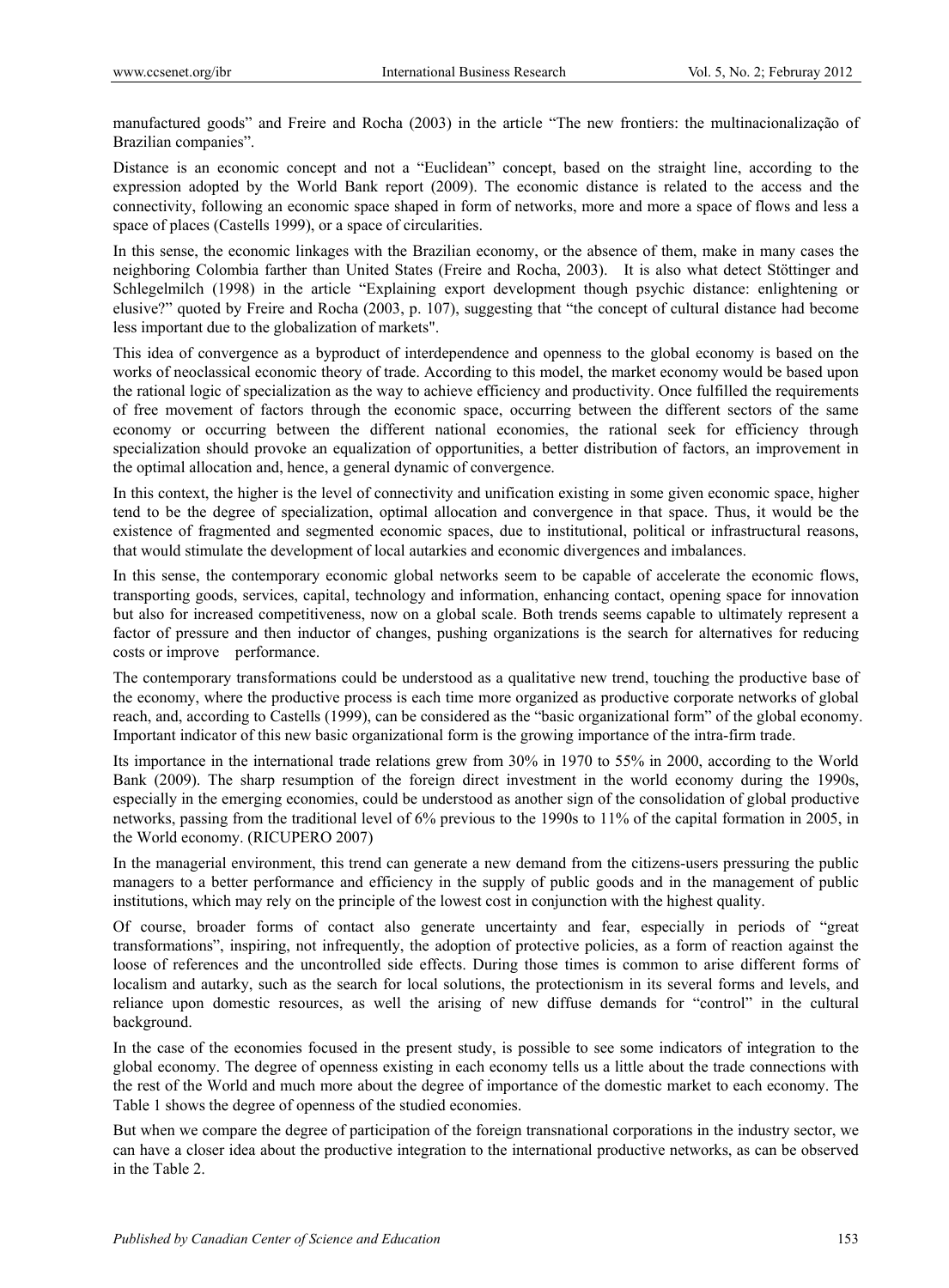manufactured goods" and Freire and Rocha (2003) in the article "The new frontiers: the multinacionalização of Brazilian companies".

Distance is an economic concept and not a "Euclidean" concept, based on the straight line, according to the expression adopted by the World Bank report (2009). The economic distance is related to the access and the connectivity, following an economic space shaped in form of networks, more and more a space of flows and less a space of places (Castells 1999), or a space of circularities.

In this sense, the economic linkages with the Brazilian economy, or the absence of them, make in many cases the neighboring Colombia farther than United States (Freire and Rocha, 2003). It is also what detect Stöttinger and Schlegelmilch (1998) in the article "Explaining export development though psychic distance: enlightening or elusive?" quoted by Freire and Rocha (2003, p. 107), suggesting that "the concept of cultural distance had become less important due to the globalization of markets".

This idea of convergence as a byproduct of interdependence and openness to the global economy is based on the works of neoclassical economic theory of trade. According to this model, the market economy would be based upon the rational logic of specialization as the way to achieve efficiency and productivity. Once fulfilled the requirements of free movement of factors through the economic space, occurring between the different sectors of the same economy or occurring between the different national economies, the rational seek for efficiency through specialization should provoke an equalization of opportunities, a better distribution of factors, an improvement in the optimal allocation and, hence, a general dynamic of convergence.

In this context, the higher is the level of connectivity and unification existing in some given economic space, higher tend to be the degree of specialization, optimal allocation and convergence in that space. Thus, it would be the existence of fragmented and segmented economic spaces, due to institutional, political or infrastructural reasons, that would stimulate the development of local autarkies and economic divergences and imbalances.

In this sense, the contemporary economic global networks seem to be capable of accelerate the economic flows, transporting goods, services, capital, technology and information, enhancing contact, opening space for innovation but also for increased competitiveness, now on a global scale. Both trends seems capable to ultimately represent a factor of pressure and then inductor of changes, pushing organizations is the search for alternatives for reducing costs or improve performance.

The contemporary transformations could be understood as a qualitative new trend, touching the productive base of the economy, where the productive process is each time more organized as productive corporate networks of global reach, and, according to Castells (1999), can be considered as the "basic organizational form" of the global economy. Important indicator of this new basic organizational form is the growing importance of the intra-firm trade.

Its importance in the international trade relations grew from 30% in 1970 to 55% in 2000, according to the World Bank (2009). The sharp resumption of the foreign direct investment in the world economy during the 1990s, especially in the emerging economies, could be understood as another sign of the consolidation of global productive networks, passing from the traditional level of 6% previous to the 1990s to 11% of the capital formation in 2005, in the World economy. (RICUPERO 2007)

In the managerial environment, this trend can generate a new demand from the citizens-users pressuring the public managers to a better performance and efficiency in the supply of public goods and in the management of public institutions, which may rely on the principle of the lowest cost in conjunction with the highest quality.

Of course, broader forms of contact also generate uncertainty and fear, especially in periods of "great transformations", inspiring, not infrequently, the adoption of protective policies, as a form of reaction against the loose of references and the uncontrolled side effects. During those times is common to arise different forms of localism and autarky, such as the search for local solutions, the protectionism in its several forms and levels, and reliance upon domestic resources, as well the arising of new diffuse demands for "control" in the cultural background.

In the case of the economies focused in the present study, is possible to see some indicators of integration to the global economy. The degree of openness existing in each economy tells us a little about the trade connections with the rest of the World and much more about the degree of importance of the domestic market to each economy. The Table 1 shows the degree of openness of the studied economies.

But when we compare the degree of participation of the foreign transnational corporations in the industry sector, we can have a closer idea about the productive integration to the international productive networks, as can be observed in the Table 2.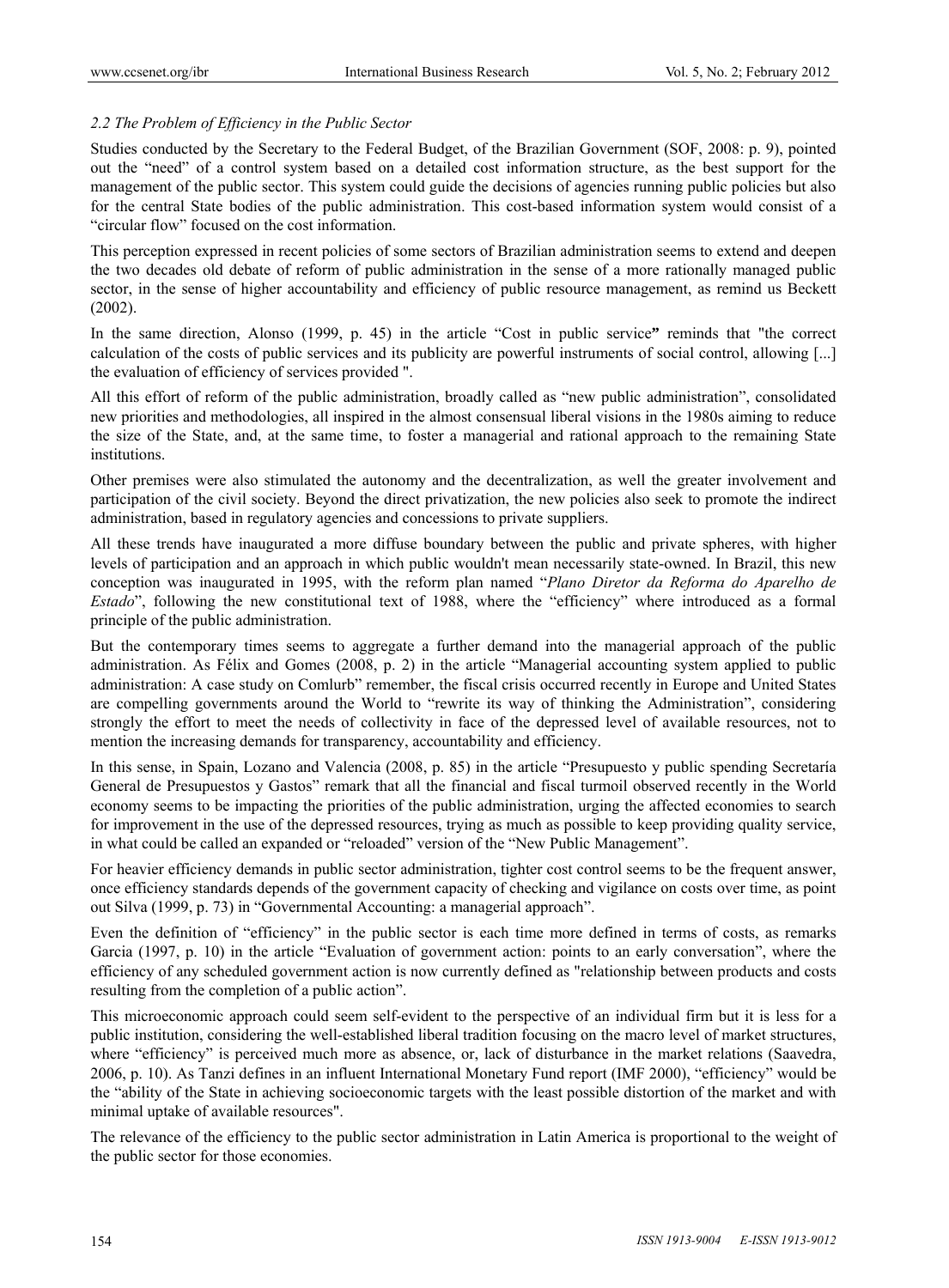### *2.2 The Problem of Efficiency in the Public Sector*

Studies conducted by the Secretary to the Federal Budget, of the Brazilian Government (SOF, 2008: p. 9), pointed out the "need" of a control system based on a detailed cost information structure, as the best support for the management of the public sector. This system could guide the decisions of agencies running public policies but also for the central State bodies of the public administration. This cost-based information system would consist of a "circular flow" focused on the cost information.

This perception expressed in recent policies of some sectors of Brazilian administration seems to extend and deepen the two decades old debate of reform of public administration in the sense of a more rationally managed public sector, in the sense of higher accountability and efficiency of public resource management, as remind us Beckett (2002).

In the same direction, Alonso (1999, p. 45) in the article "Cost in public service**"** reminds that "the correct calculation of the costs of public services and its publicity are powerful instruments of social control, allowing [...] the evaluation of efficiency of services provided ".

All this effort of reform of the public administration, broadly called as "new public administration", consolidated new priorities and methodologies, all inspired in the almost consensual liberal visions in the 1980s aiming to reduce the size of the State, and, at the same time, to foster a managerial and rational approach to the remaining State institutions.

Other premises were also stimulated the autonomy and the decentralization, as well the greater involvement and participation of the civil society. Beyond the direct privatization, the new policies also seek to promote the indirect administration, based in regulatory agencies and concessions to private suppliers.

All these trends have inaugurated a more diffuse boundary between the public and private spheres, with higher levels of participation and an approach in which public wouldn't mean necessarily state-owned. In Brazil, this new conception was inaugurated in 1995, with the reform plan named "*Plano Diretor da Reforma do Aparelho de Estado*", following the new constitutional text of 1988, where the "efficiency" where introduced as a formal principle of the public administration.

But the contemporary times seems to aggregate a further demand into the managerial approach of the public administration. As Félix and Gomes (2008, p. 2) in the article "Managerial accounting system applied to public administration: A case study on Comlurb" remember, the fiscal crisis occurred recently in Europe and United States are compelling governments around the World to "rewrite its way of thinking the Administration", considering strongly the effort to meet the needs of collectivity in face of the depressed level of available resources, not to mention the increasing demands for transparency, accountability and efficiency.

In this sense, in Spain, Lozano and Valencia (2008, p. 85) in the article "Presupuesto y public spending Secretaría General de Presupuestos y Gastos" remark that all the financial and fiscal turmoil observed recently in the World economy seems to be impacting the priorities of the public administration, urging the affected economies to search for improvement in the use of the depressed resources, trying as much as possible to keep providing quality service, in what could be called an expanded or "reloaded" version of the "New Public Management".

For heavier efficiency demands in public sector administration, tighter cost control seems to be the frequent answer, once efficiency standards depends of the government capacity of checking and vigilance on costs over time, as point out Silva (1999, p. 73) in "Governmental Accounting: a managerial approach".

Even the definition of "efficiency" in the public sector is each time more defined in terms of costs, as remarks Garcia (1997, p. 10) in the article "Evaluation of government action: points to an early conversation", where the efficiency of any scheduled government action is now currently defined as "relationship between products and costs resulting from the completion of a public action".

This microeconomic approach could seem self-evident to the perspective of an individual firm but it is less for a public institution, considering the well-established liberal tradition focusing on the macro level of market structures, where "efficiency" is perceived much more as absence, or, lack of disturbance in the market relations (Saavedra, 2006, p. 10). As Tanzi defines in an influent International Monetary Fund report (IMF 2000), "efficiency" would be the "ability of the State in achieving socioeconomic targets with the least possible distortion of the market and with minimal uptake of available resources".

The relevance of the efficiency to the public sector administration in Latin America is proportional to the weight of the public sector for those economies.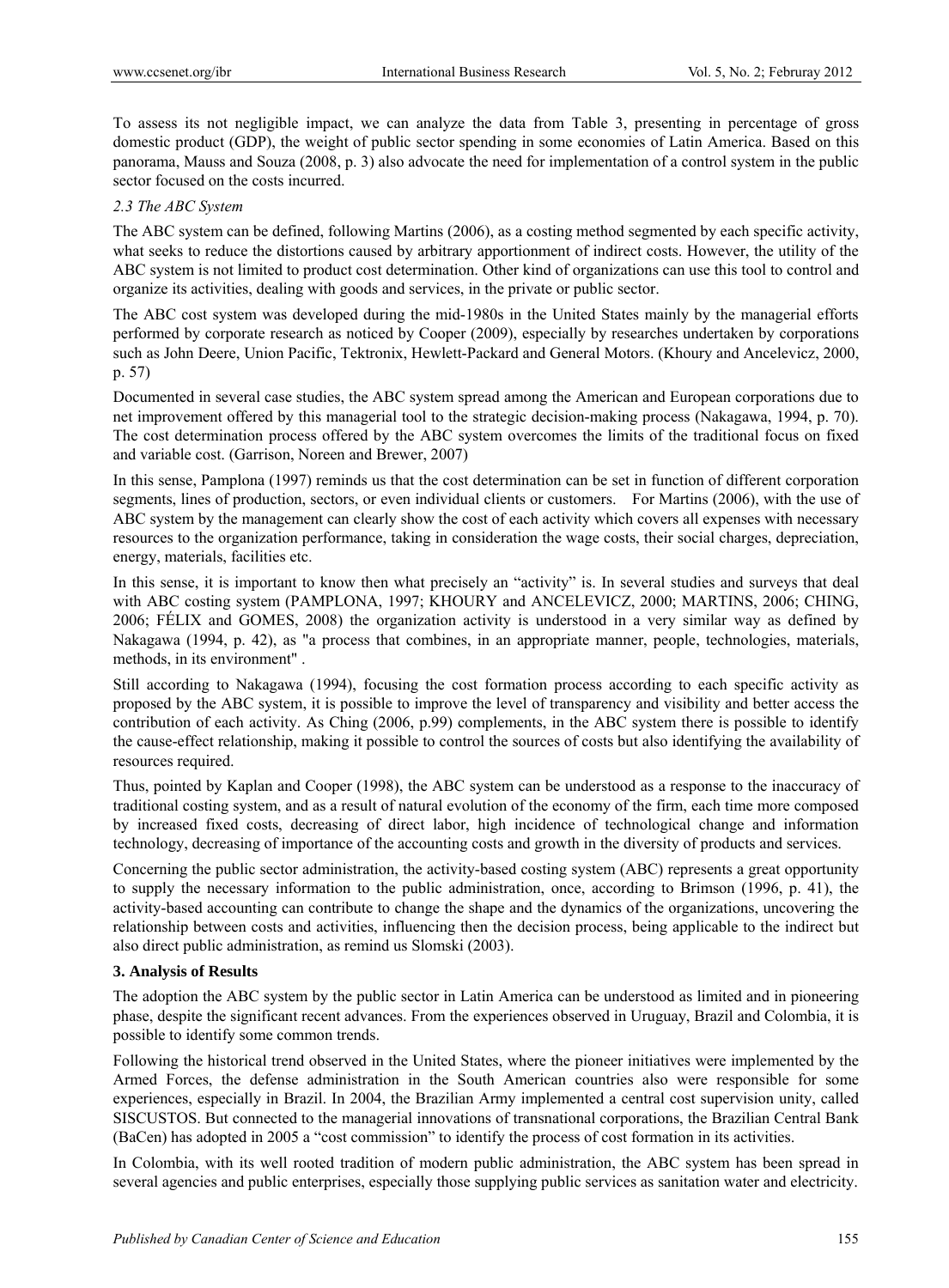To assess its not negligible impact, we can analyze the data from Table 3, presenting in percentage of gross domestic product (GDP), the weight of public sector spending in some economies of Latin America. Based on this panorama, Mauss and Souza (2008, p. 3) also advocate the need for implementation of a control system in the public sector focused on the costs incurred.

### *2.3 The ABC System*

The ABC system can be defined, following Martins (2006), as a costing method segmented by each specific activity, what seeks to reduce the distortions caused by arbitrary apportionment of indirect costs. However, the utility of the ABC system is not limited to product cost determination. Other kind of organizations can use this tool to control and organize its activities, dealing with goods and services, in the private or public sector.

The ABC cost system was developed during the mid-1980s in the United States mainly by the managerial efforts performed by corporate research as noticed by Cooper (2009), especially by researches undertaken by corporations such as John Deere, Union Pacific, Tektronix, Hewlett-Packard and General Motors. (Khoury and Ancelevicz, 2000, p. 57)

Documented in several case studies, the ABC system spread among the American and European corporations due to net improvement offered by this managerial tool to the strategic decision-making process (Nakagawa, 1994, p. 70). The cost determination process offered by the ABC system overcomes the limits of the traditional focus on fixed and variable cost. (Garrison, Noreen and Brewer, 2007)

In this sense, Pamplona (1997) reminds us that the cost determination can be set in function of different corporation segments, lines of production, sectors, or even individual clients or customers. For Martins (2006), with the use of ABC system by the management can clearly show the cost of each activity which covers all expenses with necessary resources to the organization performance, taking in consideration the wage costs, their social charges, depreciation, energy, materials, facilities etc.

In this sense, it is important to know then what precisely an "activity" is. In several studies and surveys that deal with ABC costing system (PAMPLONA, 1997; KHOURY and ANCELEVICZ, 2000; MARTINS, 2006; CHING, 2006; FÉLIX and GOMES, 2008) the organization activity is understood in a very similar way as defined by Nakagawa (1994, p. 42), as "a process that combines, in an appropriate manner, people, technologies, materials, methods, in its environment" .

Still according to Nakagawa (1994), focusing the cost formation process according to each specific activity as proposed by the ABC system, it is possible to improve the level of transparency and visibility and better access the contribution of each activity. As Ching (2006, p.99) complements, in the ABC system there is possible to identify the cause-effect relationship, making it possible to control the sources of costs but also identifying the availability of resources required.

Thus, pointed by Kaplan and Cooper (1998), the ABC system can be understood as a response to the inaccuracy of traditional costing system, and as a result of natural evolution of the economy of the firm, each time more composed by increased fixed costs, decreasing of direct labor, high incidence of technological change and information technology, decreasing of importance of the accounting costs and growth in the diversity of products and services.

Concerning the public sector administration, the activity-based costing system (ABC) represents a great opportunity to supply the necessary information to the public administration, once, according to Brimson (1996, p. 41), the activity-based accounting can contribute to change the shape and the dynamics of the organizations, uncovering the relationship between costs and activities, influencing then the decision process, being applicable to the indirect but also direct public administration, as remind us Slomski (2003).

## 3. Analysis of Results

The adoption the ABC system by the public sector in Latin America can be understood as limited and in pioneering phase, despite the significant recent advances. From the experiences observed in Uruguay, Brazil and Colombia, it is possible to identify some common trends.

Following the historical trend observed in the United States, where the pioneer initiatives were implemented by the Armed Forces, the defense administration in the South American countries also were responsible for some experiences, especially in Brazil. In 2004, the Brazilian Army implemented a central cost supervision unity, called SISCUSTOS. But connected to the managerial innovations of transnational corporations, the Brazilian Central Bank (BaCen) has adopted in 2005 a "cost commission" to identify the process of cost formation in its activities.

In Colombia, with its well rooted tradition of modern public administration, the ABC system has been spread in several agencies and public enterprises, especially those supplying public services as sanitation water and electricity.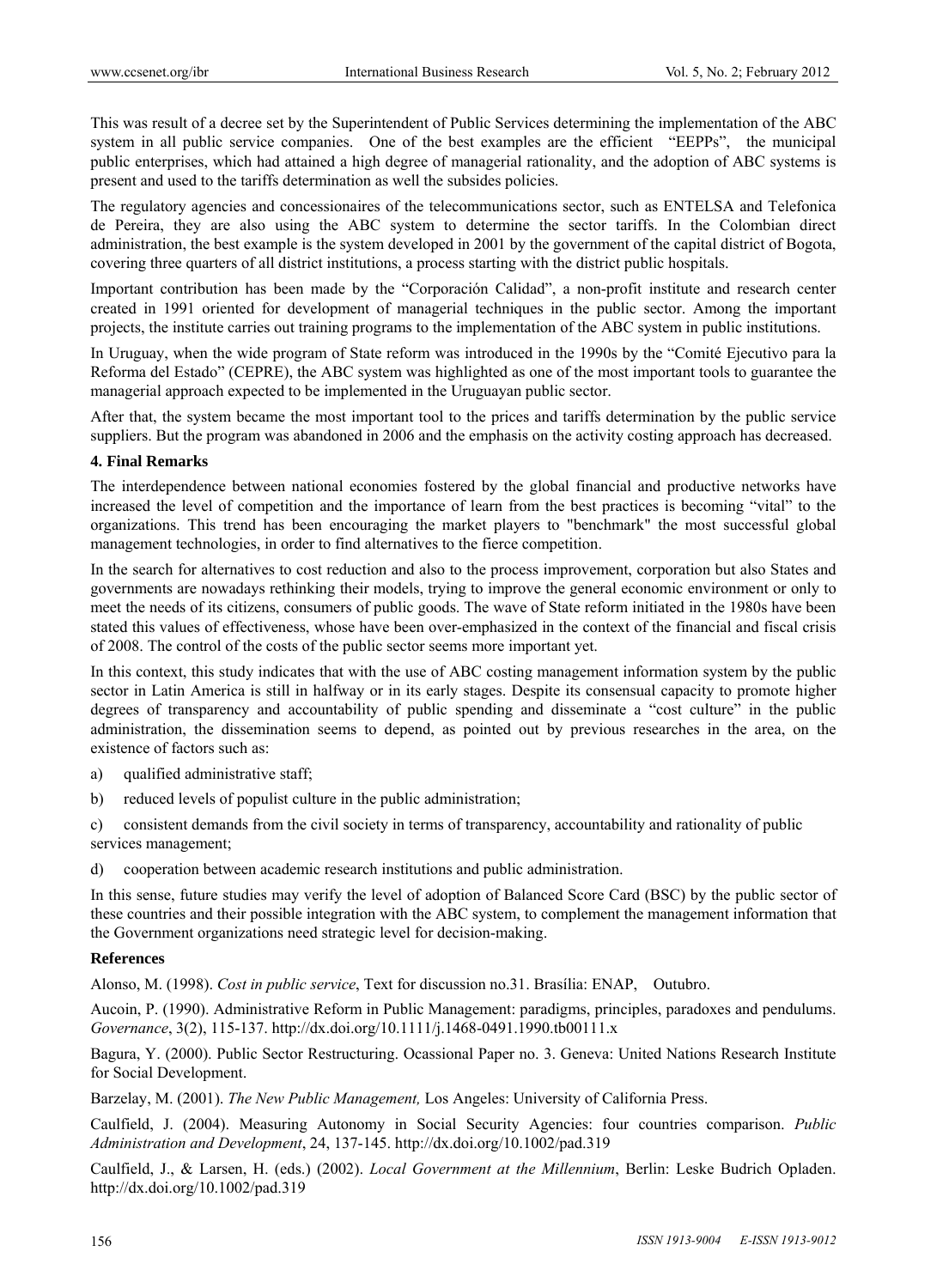This was result of a decree set by the Superintendent of Public Services determining the implementation of the ABC system in all public service companies. One of the best examples are the efficient "EEPPs", the municipal public enterprises, which had attained a high degree of managerial rationality, and the adoption of ABC systems is present and used to the tariffs determination as well the subsides policies.

The regulatory agencies and concessionaires of the telecommunications sector, such as ENTELSA and Telefonica de Pereira, they are also using the ABC system to determine the sector tariffs. In the Colombian direct administration, the best example is the system developed in 2001 by the government of the capital district of Bogota, covering three quarters of all district institutions, a process starting with the district public hospitals.

Important contribution has been made by the "Corporación Calidad", a non-profit institute and research center created in 1991 oriented for development of managerial techniques in the public sector. Among the important projects, the institute carries out training programs to the implementation of the ABC system in public institutions.

In Uruguay, when the wide program of State reform was introduced in the 1990s by the "Comité Ejecutivo para la Reforma del Estado" (CEPRE), the ABC system was highlighted as one of the most important tools to guarantee the managerial approach expected to be implemented in the Uruguayan public sector.

After that, the system became the most important tool to the prices and tariffs determination by the public service suppliers. But the program was abandoned in 2006 and the emphasis on the activity costing approach has decreased.

## 4. Final Remarks

The interdependence between national economies fostered by the global financial and productive networks have increased the level of competition and the importance of learn from the best practices is becoming "vital" to the organizations. This trend has been encouraging the market players to "benchmark" the most successful global management technologies, in order to find alternatives to the fierce competition.

In the search for alternatives to cost reduction and also to the process improvement, corporation but also States and governments are nowadays rethinking their models, trying to improve the general economic environment or only to meet the needs of its citizens, consumers of public goods. The wave of State reform initiated in the 1980s have been stated this values of effectiveness, whose have been over-emphasized in the context of the financial and fiscal crisis of 2008. The control of the costs of the public sector seems more important yet.

In this context, this study indicates that with the use of ABC costing management information system by the public sector in Latin America is still in halfway or in its early stages. Despite its consensual capacity to promote higher degrees of transparency and accountability of public spending and disseminate a "cost culture" in the public administration, the dissemination seems to depend, as pointed out by previous researches in the area, on the existence of factors such as:

a) qualified administrative staff;

b) reduced levels of populist culture in the public administration;

c) consistent demands from the civil society in terms of transparency, accountability and rationality of public services management;

d) cooperation between academic research institutions and public administration.

In this sense, future studies may verify the level of adoption of Balanced Score Card (BSC) by the public sector of these countries and their possible integration with the ABC system, to complement the management information that the Government organizations need strategic level for decision-making.

## References

Alonso, M. (1998). *Cost in public service*, Text for discussion no.31. Brasília: ENAP, Outubro.

Aucoin, P. (1990). Administrative Reform in Public Management: paradigms, principles, paradoxes and pendulums. *Governance*, 3(2), 115-137. http://dx.doi.org/10.1111/j.1468-0491.1990.tb00111.x

Bagura, Y. (2000). Public Sector Restructuring. Ocassional Paper no. 3. Geneva: United Nations Research Institute for Social Development.

Barzelay, M. (2001). *The New Public Management,* Los Angeles: University of California Press.

Caulfield, J. (2004). Measuring Autonomy in Social Security Agencies: four countries comparison. *Public Administration and Development*, 24, 137-145. http://dx.doi.org/10.1002/pad.319

Caulfield, J., & Larsen, H. (eds.) (2002). *Local Government at the Millennium*, Berlin: Leske Budrich Opladen. http://dx.doi.org/10.1002/pad.319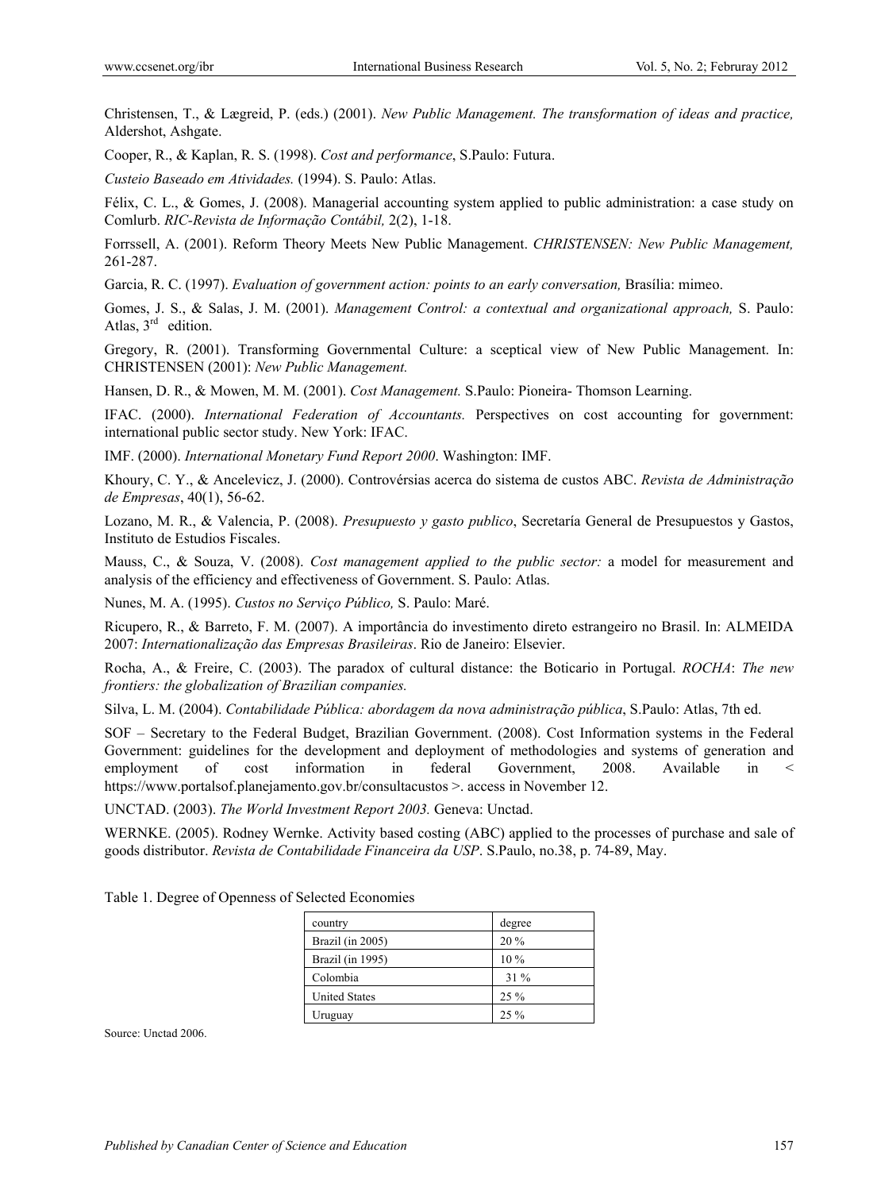Christensen, T., & Lægreid, P. (eds.) (2001). *New Public Management. The transformation of ideas and practice,* Aldershot, Ashgate.

Cooper, R., & Kaplan, R. S. (1998). *Cost and performance*, S.Paulo: Futura.

*Custeio Baseado em Atividades.* (1994). S. Paulo: Atlas.

Félix, C. L., & Gomes, J. (2008). Managerial accounting system applied to public administration: a case study on Comlurb. *RIC-Revista de Informação Contábil,* 2(2), 1-18.

Forrssell, A. (2001). Reform Theory Meets New Public Management. *CHRISTENSEN: New Public Management,* 261-287.

Garcia, R. C. (1997). *Evaluation of government action: points to an early conversation,* Brasília: mimeo.

Gomes, J. S., & Salas, J. M. (2001). *Management Control: a contextual and organizational approach,* S. Paulo: Atlas, 3rd edition.

Gregory, R. (2001). Transforming Governmental Culture: a sceptical view of New Public Management. In: CHRISTENSEN (2001): *New Public Management.*

Hansen, D. R., & Mowen, M. M. (2001). *Cost Management.* S.Paulo: Pioneira- Thomson Learning.

IFAC. (2000). *International Federation of Accountants.* Perspectives on cost accounting for government: international public sector study. New York: IFAC.

IMF. (2000). *International Monetary Fund Report 2000*. Washington: IMF.

Khoury, C. Y., & Ancelevicz, J. (2000). Controvérsias acerca do sistema de custos ABC. *Revista de Administração de Empresas*, 40(1), 56-62.

Lozano, M. R., & Valencia, P. (2008). *Presupuesto y gasto publico*, Secretaría General de Presupuestos y Gastos, Instituto de Estudios Fiscales.

Mauss, C., & Souza, V. (2008). *Cost management applied to the public sector:* a model for measurement and analysis of the efficiency and effectiveness of Government. S. Paulo: Atlas.

Nunes, M. A. (1995). *Custos no Serviço Público,* S. Paulo: Maré.

Ricupero, R., & Barreto, F. M. (2007). A importância do investimento direto estrangeiro no Brasil. In: ALMEIDA 2007: *Internationalização das Empresas Brasileiras*. Rio de Janeiro: Elsevier.

Rocha, A., & Freire, C. (2003). The paradox of cultural distance: the Boticario in Portugal. *ROCHA*: *The new frontiers: the globalization of Brazilian companies.*

Silva, L. M. (2004). *Contabilidade Pública: abordagem da nova administração pública*, S.Paulo: Atlas, 7th ed.

SOF – Secretary to the Federal Budget, Brazilian Government. (2008). Cost Information systems in the Federal Government: guidelines for the development and deployment of methodologies and systems of generation and employment of cost information in federal Government, 2008. Available in < https://www.portalsof.planejamento.gov.br/consultacustos >. access in November 12.

UNCTAD. (2003). *The World Investment Report 2003.* Geneva: Unctad.

WERNKE. (2005). Rodney Wernke. Activity based costing (ABC) applied to the processes of purchase and sale of goods distributor. *Revista de Contabilidade Financeira da USP*. S.Paulo, no.38, p. 74-89, May.

Table 1. Degree of Openness of Selected Economies

| country | degree |
|---|---|
| Brazil (in 2005) | 20 % |
| Brazil (in 1995) | 10 % |
| Colombia | 31 % |
| United States | 25 % |
| Uruguay | 25 % |

Source: Unctad 2006.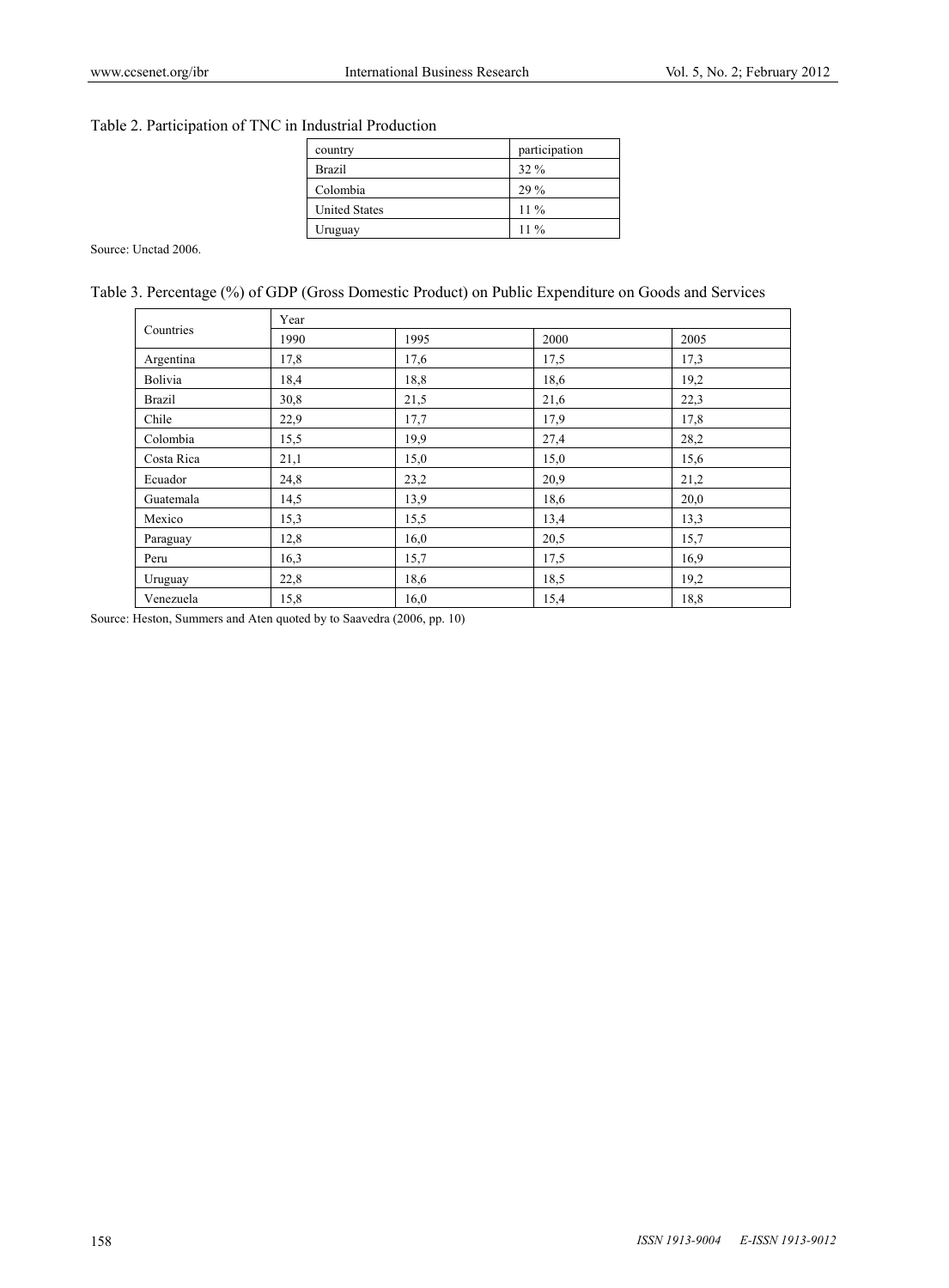Table 2. Participation of TNC in Industrial Production

| country | participation |
|---|---|
| Brazil | 32 % |
| Colombia | 29 % |
| United States | 11 % |
| Uruguay | 11 % |

Source: Unctad 2006.

Table 3. Percentage (%) of GDP (Gross Domestic Product) on Public Expenditure on Goods and Services

| Countries | Year | | | |
|---|---|---|---|---|
| | 1990 | 1995 | 2000 | 2005 |
| Argentina | 17,8 | 17,6 | 17,5 | 17,3 |
| Bolivia | 18,4 | 18,8 | 18,6 | 19,2 |
| Brazil | 30,8 | 21,5 | 21,6 | 22,3 |
| Chile | 22,9 | 17,7 | 17,9 | 17,8 |
| Colombia | 15,5 | 19,9 | 27,4 | 28,2 |
| Costa Rica | 21,1 | 15,0 | 15,0 | 15,6 |
| Ecuador | 24,8 | 23,2 | 20,9 | 21,2 |
| Guatemala | 14,5 | 13,9 | 18,6 | 20,0 |
| Mexico | 15,3 | 15,5 | 13,4 | 13,3 |
| Paraguay | 12,8 | 16,0 | 20,5 | 15,7 |
| Peru | 16,3 | 15,7 | 17,5 | 16,9 |
| Uruguay | 22,8 | 18,6 | 18,5 | 19,2 |
| Venezuela | 15,8 | 16,0 | 15,4 | 18,8 |

Source: Heston, Summers and Aten quoted by to Saavedra (2006, pp. 10)